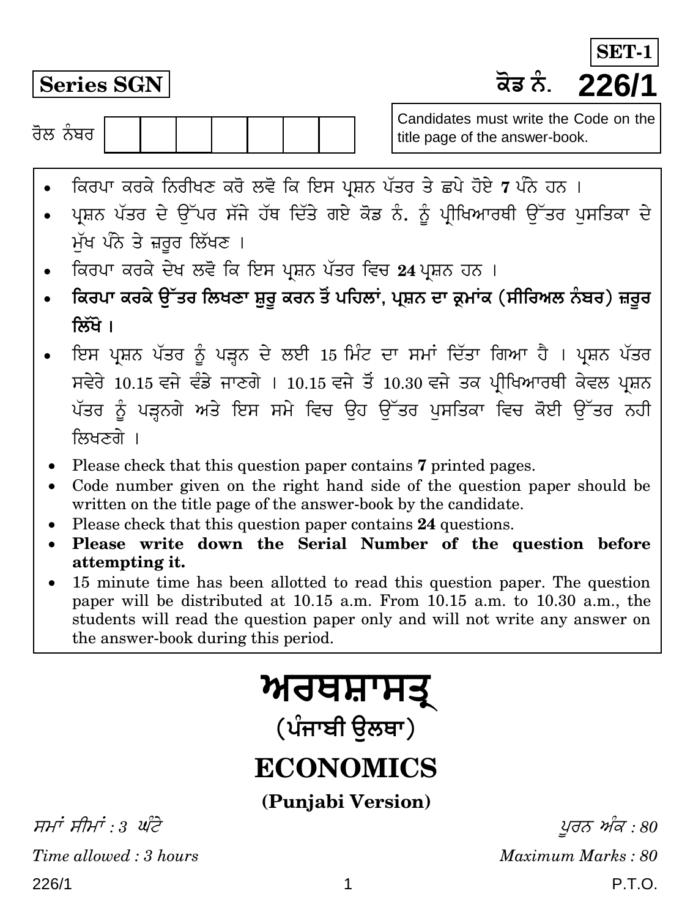**SET-1**

**Series SGN**

ਕੋਡ ਨੰ. **226/1**

ਰੋਲ ਨੰਬਰ | | | | | | | |

Candidates must write the Code on the title page of the answer-book.

- ਕਿਰਪਾ ਕਰਕੇ ਨਿਰੀਖਣ ਕਰੋ ਲਵੋ ਕਿ ਇਸ ਪ੍ਰਸ਼ਨ ਪੱਤਰ ਤੇ ਛਪੇ ਹੋਏ **7** ਪੰਨੇ ਹਨ ।
- ਪ੍ਰਸ਼ਨ ਪੱਤਰ ਦੇ ਉੱਪਰ ਸੱਜੇ ਹੱਥ ਦਿੱਤੇ ਗਏ ਕੋਡ ਨੰ. ਨੂੰ ਪ੍ਰੀਖਿਆਰਥੀ ਉੱਤਰ ਪੁਸਤਿਕਾ ਦੇ ਮੁੱਖ ਪੰਨੇ ਤੇ ਜ਼ਰੂਰ ਲਿੱਖਣ ।
- ਕਿਰਪਾ ਕਰਕੇ ਦੇਖ ਲਵੋ ਕਿ ਇਸ ਪ੍ਰਸ਼ਨ ਪੱਤਰ ਵਿਚ **24** ਪ੍ਰਸ਼ਨ ਹਨ ।
- **ਕਿਰਪਾ ਕਰਕੇ ਉੱਤਰ ਲਿਖਣਾ ਸ਼ੁਰੂ ਕਰਨ ਤੋਂ ਪਹਿਲਾਂ, ਪ੍ਰਸ਼ਨ ਦਾ ਕ੍ਰਮਾਂਕ (ਸੀਰਿਅਲ ਨੰਬਰ) ਜ਼ਰੂਰ ਲਿੱਖੋ ।**
- ਇਸ ਪ੍ਰਸ਼ਨ ਪੱਤਰ ਨੂੰ ਪੜ੍ਹਨ ਦੇ ਲਈ 15 ਮਿੰਟ ਦਾ ਸਮਾਂ ਦਿੱਤਾ ਗਿਆ ਹੈ । ਪ੍ਰਸ਼ਨ ਪੱਤਰ ਸਵੇਰੇ 10.15 ਵਜੇ ਵੰਡੇ ਜਾਣਗੇ । 10.15 ਵਜੇ ਤੋਂ 10.30 ਵਜੇ ਤਕ ਪ੍ਰੀਖਿਆਰਥੀ ਕੇਵਲ ਪ੍ਰਸ਼ਨ ਪੱਤਰ ਨੂੰ ਪੜ੍ਹਨਗੇ ਅਤੇ ਇਸ ਸਮੇ ਵਿਚ ਉਹ ਉੱਤਰ ਪੁਸਤਿਕਾ ਵਿਚ ਕੋਈ ਉੱਤਰ ਨਹੀ ਲਿਖਣਗੇ ।

- Please check that this question paper contains **7** printed pages.
- Code number given on the right hand side of the question paper should be written on the title page of the answer-book by the candidate.
- Please check that this question paper contains **24** questions.
- **Please write down the Serial Number of the question before attempting it.**
- 15 minute time has been allotted to read this question paper. The question paper will be distributed at 10.15 a.m. From 10.15 a.m. to 10.30 a.m., the students will read the question paper only and will not write any answer on the answer-book during this period.

# ਅਰਥਸ਼ਾਸਤ੍ਰ

## (ਪੰਜਾਬੀ ਉਲਥਾ)

# ECONOMICS

## (Punjabi Version)

*ਸਮਾਂ ਸੀਮਾਂ : 3 ਘੰਟੇ* | *ਪੂਰਨ ਅੰਕ : 80*

*Time allowed : 3 hours* | *Maximum Marks : 80*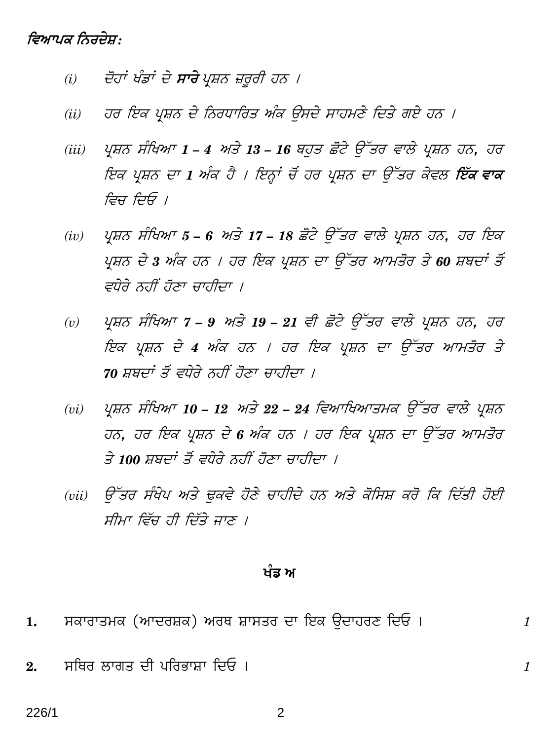*ਵਿਆਪਕ ਨਿਰਦੇਸ਼:*

*(i)* *ਦੋਹਾਂ ਖੰਡਾਂ ਦੇ **ਸਾਰੇ** ਪ੍ਰਸ਼ਨ ਜ਼ਰੂਰੀ ਹਨ ।*

*(ii)* *ਹਰ ਇਕ ਪ੍ਰਸ਼ਨ ਦੇ ਨਿਰਧਾਰਿਤ ਅੰਕ ਉਸਦੇ ਸਾਹਮਣੇ ਦਿਤੇ ਗਏ ਹਨ ।*

*(iii)* *ਪ੍ਰਸ਼ਨ ਸੰਖਿਆ **1 – 4** ਅਤੇ **13 – 16** ਬਹੁਤ ਛੋਟੇ ਉੱਤਰ ਵਾਲੇ ਪ੍ਰਸ਼ਨ ਹਨ, ਹਰ ਇਕ ਪ੍ਰਸ਼ਨ ਦਾ **1** ਅੰਕ ਹੈ । ਇਨ੍ਹਾਂ ਚੋਂ ਹਰ ਪ੍ਰਸ਼ਨ ਦਾ ਉੱਤਰ ਕੇਵਲ **ਇੱਕ ਵਾਕ** ਵਿਚ ਦਿਓ ।*

*(iv)* *ਪ੍ਰਸ਼ਨ ਸੰਖਿਆ **5 – 6** ਅਤੇ **17 – 18** ਛੋਟੇ ਉੱਤਰ ਵਾਲੇ ਪ੍ਰਸ਼ਨ ਹਨ, ਹਰ ਇਕ ਪ੍ਰਸ਼ਨ ਦੇ **3** ਅੰਕ ਹਨ । ਹਰ ਇਕ ਪ੍ਰਸ਼ਨ ਦਾ ਉੱਤਰ ਆਮਤੌਰ ਤੇ **60** ਸ਼ਬਦਾਂ ਤੋਂ ਵਧੇਰੇ ਨਹੀਂ ਹੋਣਾ ਚਾਹੀਦਾ ।*

*(v)* *ਪ੍ਰਸ਼ਨ ਸੰਖਿਆ **7 – 9** ਅਤੇ **19 – 21** ਵੀ ਛੋਟੇ ਉੱਤਰ ਵਾਲੇ ਪ੍ਰਸ਼ਨ ਹਨ, ਹਰ ਇਕ ਪ੍ਰਸ਼ਨ ਦੇ **4** ਅੰਕ ਹਨ । ਹਰ ਇਕ ਪ੍ਰਸ਼ਨ ਦਾ ਉੱਤਰ ਆਮਤੌਰ ਤੇ **70** ਸ਼ਬਦਾਂ ਤੋਂ ਵਧੇਰੇ ਨਹੀਂ ਹੋਣਾ ਚਾਹੀਦਾ ।*

*(vi)* *ਪ੍ਰਸ਼ਨ ਸੰਖਿਆ **10 – 12** ਅਤੇ **22 – 24** ਵਿਆਖਿਆਤਮਕ ਉੱਤਰ ਵਾਲੇ ਪ੍ਰਸ਼ਨ ਹਨ, ਹਰ ਇਕ ਪ੍ਰਸ਼ਨ ਦੇ **6** ਅੰਕ ਹਨ । ਹਰ ਇਕ ਪ੍ਰਸ਼ਨ ਦਾ ਉੱਤਰ ਆਮਤੌਰ ਤੇ **100** ਸ਼ਬਦਾਂ ਤੋਂ ਵਧੇਰੇ ਨਹੀਂ ਹੋਣਾ ਚਾਹੀਦਾ ।*

*(vii)* *ਉੱਤਰ ਸੰਖੇਪ ਅਤੇ ਢੁਕਵੇ ਹੋਣੇ ਚਾਹੀਦੇ ਹਨ ਅਤੇ ਕੋਸਿਸ਼ ਕਰੋ ਕਿ ਦਿੱਤੀ ਹੋਈ ਸੀਮਾ ਵਿੱਚ ਹੀ ਦਿੱਤੇ ਜਾਣ ।*

## ਖੰਡ ਅ

**1.** ਸਕਾਰਾਤਮਕ (ਆਦਰਸ਼ਕ) ਅਰਥ ਸ਼ਾਸਤਰ ਦਾ ਇਕ ਉਦਾਹਰਣ ਦਿਓ । *1*

**2.** ਸਥਿਰ ਲਾਗਤ ਦੀ ਪਰਿਭਾਸ਼ਾ ਦਿਓ । *1*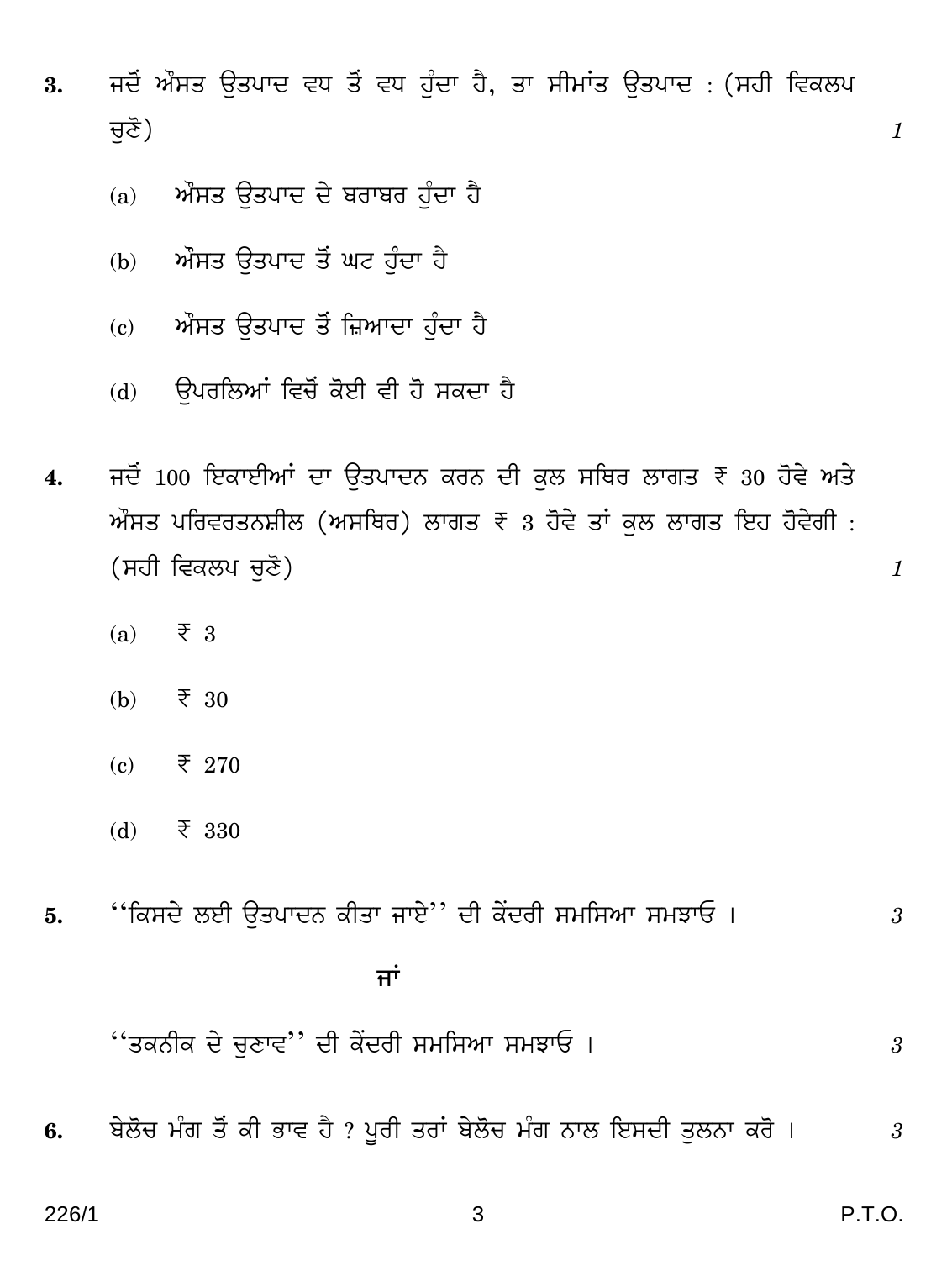3. ਜਦੋਂ ਔਸਤ ਉਤਪਾਦ ਵਧ ਤੋਂ ਵਧ ਹੁੰਦਾ ਹੈ, ਤਾ ਸੀਮਾਂਤ ਉਤਪਾਦ : (ਸਹੀ ਵਿਕਲਪ ਚੁਣੋ) *1*

   (a) ਔਸਤ ਉਤਪਾਦ ਦੇ ਬਰਾਬਰ ਹੁੰਦਾ ਹੈ

   (b) ਔਸਤ ਉਤਪਾਦ ਤੋਂ ਘਟ ਹੁੰਦਾ ਹੈ

   (c) ਔਸਤ ਉਤਪਾਦ ਤੋਂ ਜ਼ਿਆਦਾ ਹੁੰਦਾ ਹੈ

   (d) ਉਪਰਲਿਆਂ ਵਿਚੋਂ ਕੋਈ ਵੀ ਹੋ ਸਕਦਾ ਹੈ

4. ਜਦੋਂ 100 ਇਕਾਈਆਂ ਦਾ ਉਤਪਾਦਨ ਕਰਨ ਦੀ ਕੁਲ ਸਥਿਰ ਲਾਗਤ ₹ 30 ਹੋਵੇ ਅਤੇ ਔਸਤ ਪਰਿਵਰਤਨਸ਼ੀਲ (ਅਸਥਿਰ) ਲਾਗਤ ₹ 3 ਹੋਵੇ ਤਾਂ ਕੁਲ ਲਾਗਤ ਇਹ ਹੋਵੇਗੀ : (ਸਹੀ ਵਿਕਲਪ ਚੁਣੋ) *1*

   (a) ₹ 3

   (b) ₹ 30

   (c) ₹ 270

   (d) ₹ 330

5. ''ਕਿਸਦੇ ਲਈ ਉਤਪਾਦਨ ਕੀਤਾ ਜਾਏ'' ਦੀ ਕੇਂਦਰੀ ਸਮਸਿਆ ਸਮਝਾਓ । *3*

   **ਜਾਂ**

   ''ਤਕਨੀਕ ਦੇ ਚੁਣਾਵ'' ਦੀ ਕੇਂਦਰੀ ਸਮਸਿਆ ਸਮਝਾਓ । *3*

6. ਬੇਲੋਚ ਮੰਗ ਤੋਂ ਕੀ ਭਾਵ ਹੈ ? ਪੂਰੀ ਤਰਾਂ ਬੇਲੋਚ ਮੰਗ ਨਾਲ ਇਸਦੀ ਤੁਲਨਾ ਕਰੋ । *3*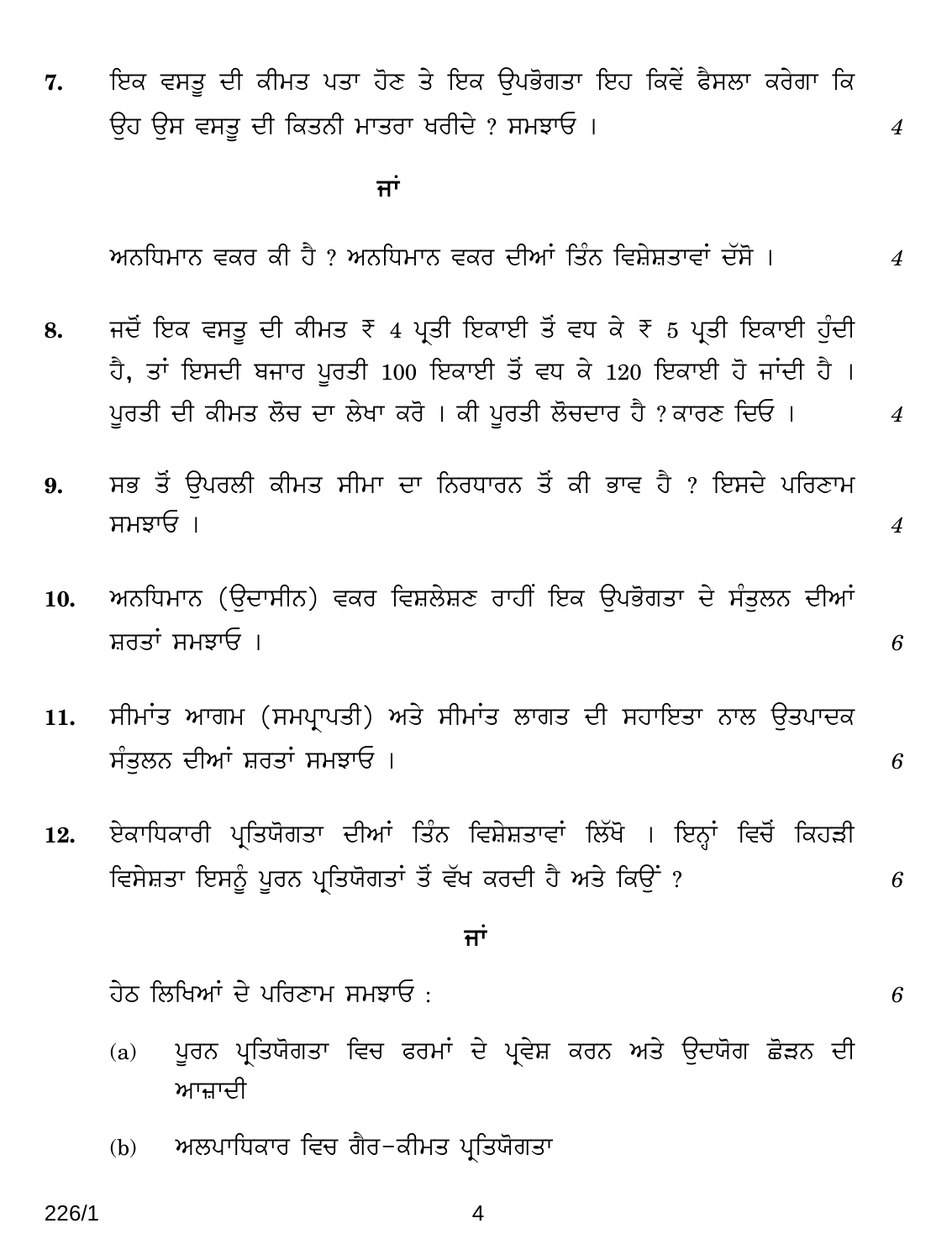**7.** ਇਕ ਵਸਤੂ ਦੀ ਕੀਮਤ ਪਤਾ ਹੋਣ ਤੇ ਇਕ ਉਪਭੋਗਤਾ ਇਹ ਕਿਵੇਂ ਫੈਸਲਾ ਕਰੇਗਾ ਕਿ ਉਹ ਉਸ ਵਸਤੂ ਦੀ ਕਿਤਨੀ ਮਾਤਰਾ ਖਰੀਦੇ ? ਸਮਝਾਓ । *4*

**ਜਾਂ**

ਅਨਧਿਮਾਨ ਵਕਰ ਕੀ ਹੈ ? ਅਨਧਿਮਾਨ ਵਕਰ ਦੀਆਂ ਤਿੰਨ ਵਿਸ਼ੇਸ਼ਤਾਵਾਂ ਦੱਸੋ । *4*

**8.** ਜਦੋਂ ਇਕ ਵਸਤੂ ਦੀ ਕੀਮਤ ₹ 4 ਪ੍ਰਤੀ ਇਕਾਈ ਤੋਂ ਵਧ ਕੇ ₹ 5 ਪ੍ਰਤੀ ਇਕਾਈ ਹੁੰਦੀ ਹੈ, ਤਾਂ ਇਸਦੀ ਬਜਾਰ ਪੂਰਤੀ 100 ਇਕਾਈ ਤੋਂ ਵਧ ਕੇ 120 ਇਕਾਈ ਹੋ ਜਾਂਦੀ ਹੈ । ਪੂਰਤੀ ਦੀ ਕੀਮਤ ਲੋਚ ਦਾ ਲੇਖਾ ਕਰੋ । ਕੀ ਪੂਰਤੀ ਲੋਚਦਾਰ ਹੈ ? ਕਾਰਣ ਦਿਓ । *4*

**9.** ਸਭ ਤੋਂ ਉਪਰਲੀ ਕੀਮਤ ਸੀਮਾ ਦਾ ਨਿਰਧਾਰਨ ਤੋਂ ਕੀ ਭਾਵ ਹੈ ? ਇਸਦੇ ਪਰਿਣਾਮ ਸਮਝਾਓ । *4*

**10.** ਅਨਧਿਮਾਨ (ਉਦਾਸੀਨ) ਵਕਰ ਵਿਸ਼ਲੇਸ਼ਣ ਰਾਹੀਂ ਇਕ ਉਪਭੋਗਤਾ ਦੇ ਸੰਤੁਲਨ ਦੀਆਂ ਸ਼ਰਤਾਂ ਸਮਝਾਓ । *6*

**11.** ਸੀਮਾਂਤ ਆਗਮ (ਸਮਪ੍ਰਾਪਤੀ) ਅਤੇ ਸੀਮਾਂਤ ਲਾਗਤ ਦੀ ਸਹਾਇਤਾ ਨਾਲ ਉਤਪਾਦਕ ਸੰਤੁਲਨ ਦੀਆਂ ਸ਼ਰਤਾਂ ਸਮਝਾਓ । *6*

**12.** ਏਕਾਧਿਕਾਰੀ ਪ੍ਰਤਿਯੋਗਤਾ ਦੀਆਂ ਤਿੰਨ ਵਿਸ਼ੇਸ਼ਤਾਵਾਂ ਲਿੱਖੋ । ਇਨ੍ਹਾਂ ਵਿਚੋਂ ਕਿਹੜੀ ਵਿਸੇਸ਼ਤਾ ਇਸਨੂੰ ਪੂਰਨ ਪ੍ਰਤਿਯੋਗਤਾਂ ਤੋਂ ਵੱਖ ਕਰਦੀ ਹੈ ਅਤੇ ਕਿਉਂ ? *6*

**ਜਾਂ**

ਹੇਠ ਲਿਖਿਆਂ ਦੇ ਪਰਿਣਾਮ ਸਮਝਾਓ : *6*

(a) ਪੂਰਨ ਪ੍ਰਤਿਯੋਗਤਾ ਵਿਚ ਫਰਮਾਂ ਦੇ ਪ੍ਰਵੇਸ਼ ਕਰਨ ਅਤੇ ਉਦਯੋਗ ਛੋੜਨ ਦੀ ਆਜ਼ਾਦੀ

(b) ਅਲਪਾਧਿਕਾਰ ਵਿਚ ਗੈਰ–ਕੀਮਤ ਪ੍ਰਤਿਯੋਗਤਾ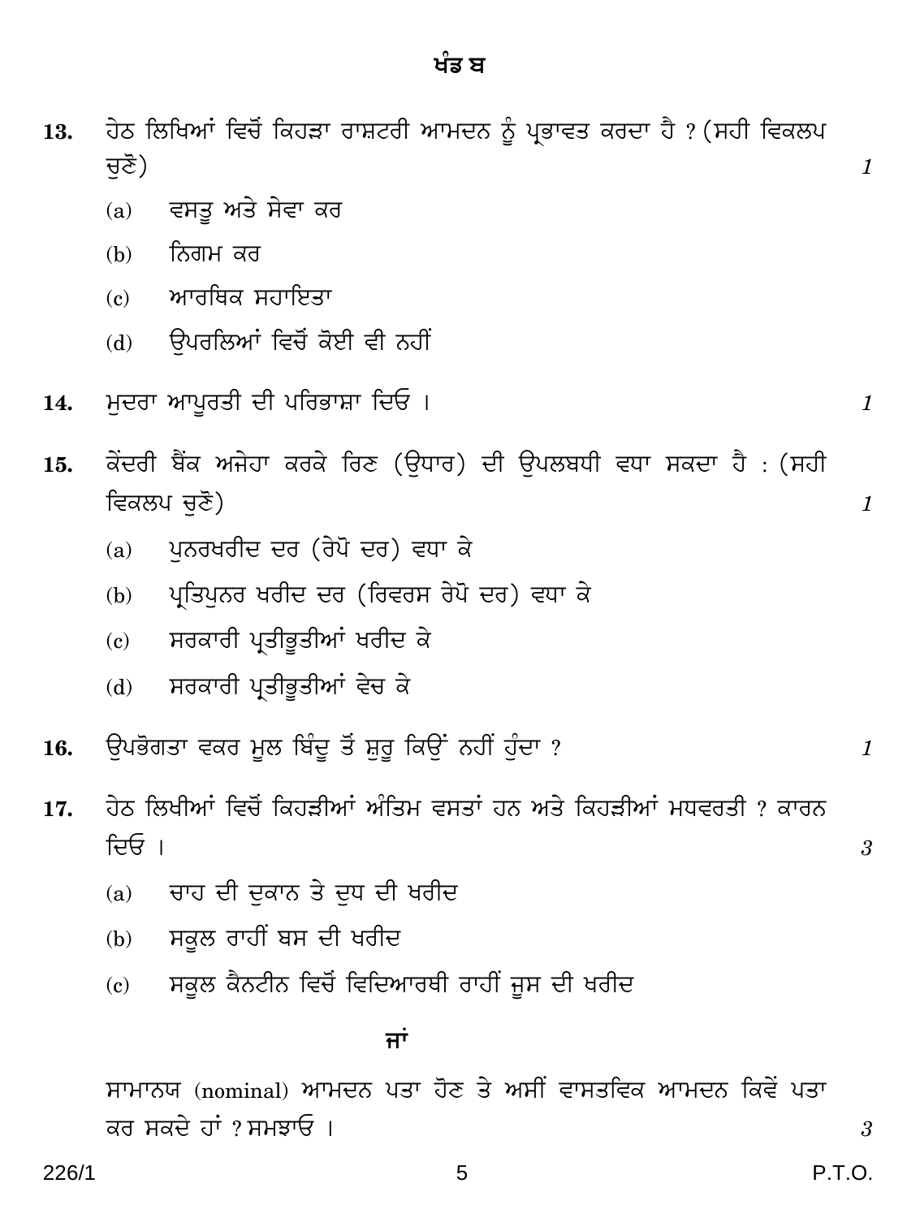## ਖੰਡ ਬ

**13.** ਹੇਠ ਲਿਖਿਆਂ ਵਿਚੋਂ ਕਿਹੜਾ ਰਾਸ਼ਟਰੀ ਆਮਦਨ ਨੂੰ ਪ੍ਰਭਾਵਤ ਕਰਦਾ ਹੈ ? (ਸਹੀ ਵਿਕਲਪ ਚੁਣੋ) *1*

(a) ਵਸਤੂ ਅਤੇ ਸੇਵਾ ਕਰ

(b) ਨਿਗਮ ਕਰ

(c) ਆਰਥਿਕ ਸਹਾਇਤਾ

(d) ਉਪਰਲਿਆਂ ਵਿਚੋਂ ਕੋਈ ਵੀ ਨਹੀਂ

**14.** ਮੁਦਰਾ ਆਪੂਰਤੀ ਦੀ ਪਰਿਭਾਸ਼ਾ ਦਿਓ । *1*

**15.** ਕੇਂਦਰੀ ਬੈਂਕ ਅਜੇਹਾ ਕਰਕੇ ਰਿਣ (ਉਧਾਰ) ਦੀ ਉਪਲਬਧੀ ਵਧਾ ਸਕਦਾ ਹੈ : (ਸਹੀ ਵਿਕਲਪ ਚੁਣੋ) *1*

(a) ਪੁਨਰਖਰੀਦ ਦਰ (ਰੇਪੋ ਦਰ) ਵਧਾ ਕੇ

(b) ਪ੍ਰਤਿਪੁਨਰ ਖਰੀਦ ਦਰ (ਰਿਵਰਸ ਰੇਪੋ ਦਰ) ਵਧਾ ਕੇ

(c) ਸਰਕਾਰੀ ਪ੍ਰਤੀਭੂਤੀਆਂ ਖਰੀਦ ਕੇ

(d) ਸਰਕਾਰੀ ਪ੍ਰਤੀਭੂਤੀਆਂ ਵੇਚ ਕੇ

**16.** ਉਪਭੋਗਤਾ ਵਕਰ ਮੂਲ ਬਿੰਦੂ ਤੋਂ ਸ਼ੁਰੂ ਕਿਉਂ ਨਹੀਂ ਹੁੰਦਾ ? *1*

**17.** ਹੇਠ ਲਿਖੀਆਂ ਵਿਚੋਂ ਕਿਹੜੀਆਂ ਅੰਤਿਮ ਵਸਤਾਂ ਹਨ ਅਤੇ ਕਿਹੜੀਆਂ ਮਧਵਰਤੀ ? ਕਾਰਨ ਦਿਓ । *3*

(a) ਚਾਹ ਦੀ ਦੁਕਾਨ ਤੇ ਦੁਧ ਦੀ ਖਰੀਦ

(b) ਸਕੂਲ ਰਾਹੀਂ ਬਸ ਦੀ ਖਰੀਦ

(c) ਸਕੂਲ ਕੈਨਟੀਨ ਵਿਚੋਂ ਵਿਦਿਆਰਥੀ ਰਾਹੀਂ ਜੂਸ ਦੀ ਖਰੀਦ

**ਜਾਂ**

ਸਾਮਾਨਯ (nominal) ਆਮਦਨ ਪਤਾ ਹੋਣ ਤੇ ਅਸੀਂ ਵਾਸਤਵਿਕ ਆਮਦਨ ਕਿਵੇਂ ਪਤਾ ਕਰ ਸਕਦੇ ਹਾਂ ? ਸਮਝਾਓ । *3*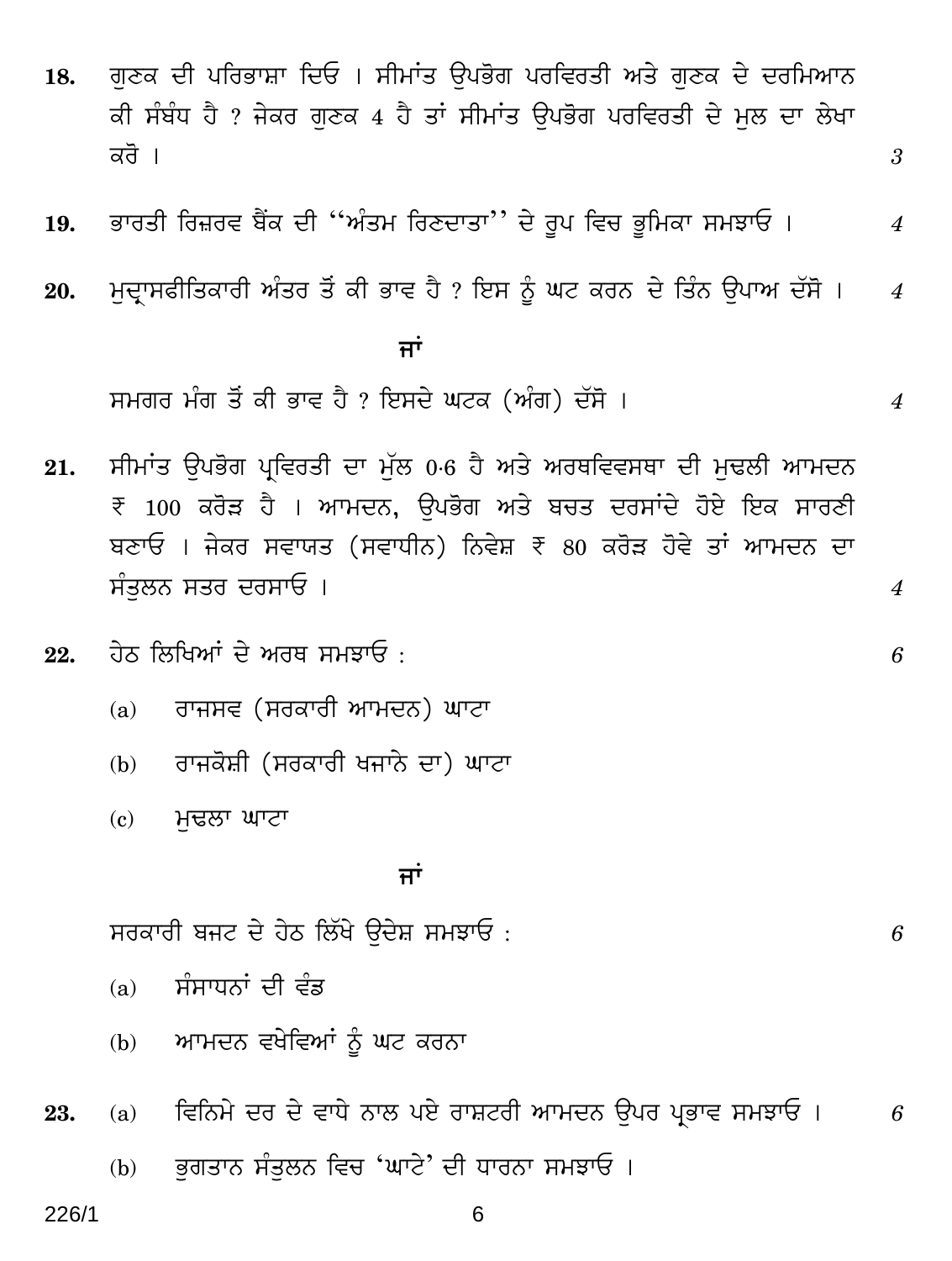**18.** ਗੁਣਕ ਦੀ ਪਰਿਭਾਸ਼ਾ ਦਿਓ । ਸੀਮਾਂਤ ਉਪਭੋਗ ਪਰਵਿਰਤੀ ਅਤੇ ਗੁਣਕ ਦੇ ਦਰਮਿਆਨ ਕੀ ਸੰਬੰਧ ਹੈ ? ਜੇਕਰ ਗੁਣਕ 4 ਹੈ ਤਾਂ ਸੀਮਾਂਤ ਉਪਭੋਗ ਪਰਵਿਰਤੀ ਦੇ ਮੂਲ ਦਾ ਲੇਖਾ ਕਰੋ । *3*

**19.** ਭਾਰਤੀ ਰਿਜ਼ਰਵ ਬੈਂਕ ਦੀ "ਅੰਤਮ ਰਿਨਦਾਤਾ" ਦੇ ਰੂਪ ਵਿਚ ਭੂਮਿਕਾ ਸਮਝਾਓ । *4*

**20.** ਮੁਦ੍ਰਾਸਫੀਤਿਕਾਰੀ ਅੰਤਰ ਤੋਂ ਕੀ ਭਾਵ ਹੈ ? ਇਸ ਨੂੰ ਘਟ ਕਰਨ ਦੇ ਤਿੰਨ ਉਪਾਅ ਦੱਸੋ । *4*

**ਜਾਂ**

ਸਮਗਰ ਮੰਗ ਤੋਂ ਕੀ ਭਾਵ ਹੈ ? ਇਸਦੇ ਘਟਕ (ਅੰਗ) ਦੱਸੋ । *4*

**21.** ਸੀਮਾਂਤ ਉਪਭੋਗ ਪ੍ਰਵਿਰਤੀ ਦਾ ਮੁੱਲ 0·6 ਹੈ ਅਤੇ ਅਰਥਵਿਵਸਥਾ ਦੀ ਮੁਢਲੀ ਆਮਦਨ ₹ 100 ਕਰੋੜ ਹੈ । ਆਮਦਨ, ਉਪਭੋਗ ਅਤੇ ਬਚਤ ਦਰਸਾਂਦੇ ਹੋਏ ਇਕ ਸਾਰਣੀ ਬਣਾਓ । ਜੇਕਰ ਸਵਾਯਤ (ਸਵਾਧੀਨ) ਨਿਵੇਸ਼ ₹ 80 ਕਰੋੜ ਹੋਵੇ ਤਾਂ ਆਮਦਨ ਦਾ ਸੰਤੁਲਨ ਸਤਰ ਦਰਸਾਓ । *4*

**22.** ਹੇਠ ਲਿਖਿਆਂ ਦੇ ਅਰਥ ਸਮਝਾਓ : *6*

(a) ਰਾਜਸਵ (ਸਰਕਾਰੀ ਆਮਦਨ) ਘਾਟਾ

(b) ਰਾਜਕੋਸ਼ੀ (ਸਰਕਾਰੀ ਖਜਾਨੇ ਦਾ) ਘਾਟਾ

(c) ਮੁਢਲਾ ਘਾਟਾ

**ਜਾਂ**

ਸਰਕਾਰੀ ਬਜਟ ਦੇ ਹੇਠ ਲਿੱਖੇ ਉਦੇਸ਼ ਸਮਝਾਓ : *6*

(a) ਸੰਸਾਧਨਾਂ ਦੀ ਵੰਡ

(b) ਆਮਦਨ ਵਖੇਵਿਆਂ ਨੂੰ ਘਟ ਕਰਨਾ

**23.** (a) ਵਿਨਿਮੇ ਦਰ ਦੇ ਵਾਧੇ ਨਾਲ ਪਏ ਰਾਸ਼ਟਰੀ ਆਮਦਨ ਉਪਰ ਪ੍ਰਭਾਵ ਸਮਝਾਓ । *6*

(b) ਭੁਗਤਾਨ ਸੰਤੁਲਨ ਵਿਚ 'ਘਾਟੇ' ਦੀ ਧਾਰਨਾ ਸਮਝਾਓ ।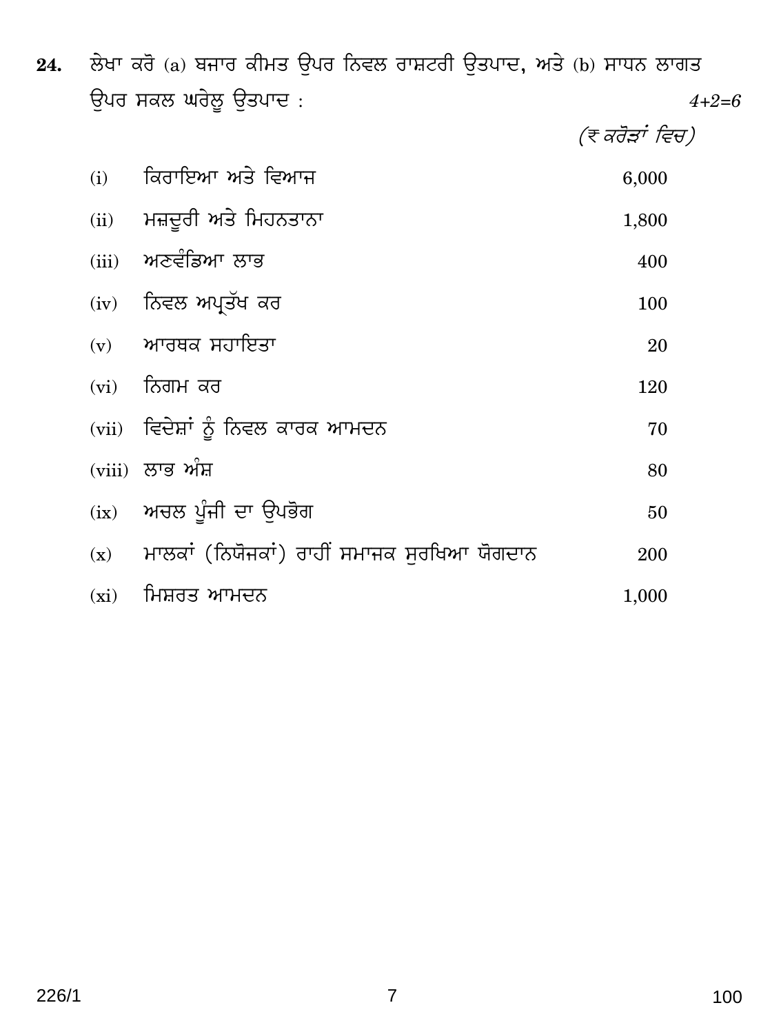**24.** ਲੇਖਾ ਕਰੋ (a) ਬਜਾਰ ਕੀਮਤ ਉਪਰ ਨਿਵਲ ਰਾਸ਼ਟਰੀ ਉਤਪਾਦ, ਅਤੇ (b) ਸਾਧਨ ਲਾਗਤ ਉਪਰ ਸਕਲ ਘਰੇਲੂ ਉਤਪਾਦ : *4+2=6*

*(₹ ਕਰੋੜਾਂ ਵਿਚ)*

| | | |
|---|---|---|
| (i) | ਕਿਰਾਇਆ ਅਤੇ ਵਿਆਜ | 6,000 |
| (ii) | ਮਜ਼ਦੂਰੀ ਅਤੇ ਮਿਹਨਤਾਨਾ | 1,800 |
| (iii) | ਅਣਵੰਡਿਆ ਲਾਭ | 400 |
| (iv) | ਨਿਵਲ ਅਪ੍ਰੱਤਖ ਕਰ | 100 |
| (v) | ਆਰਥਕ ਸਹਾਇਤਾ | 20 |
| (vi) | ਨਿਗਮ ਕਰ | 120 |
| (vii) | ਵਿਦੇਸ਼ਾਂ ਨੂੰ ਨਿਵਲ ਕਾਰਕ ਆਮਦਨ | 70 |
| (viii) | ਲਾਭ ਅੰਸ਼ | 80 |
| (ix) | ਅਚਲ ਪੂੰਜੀ ਦਾ ਉਪਭੋਗ | 50 |
| (x) | ਮਾਲਕਾਂ (ਨਿਯੋਜਕਾਂ) ਰਾਹੀਂ ਸਮਾਜਕ ਸੁਰਖਿਆ ਯੋਗਦਾਨ | 200 |
| (xi) | ਮਿਸ਼ਰਤ ਆਮਦਨ | 1,000 |